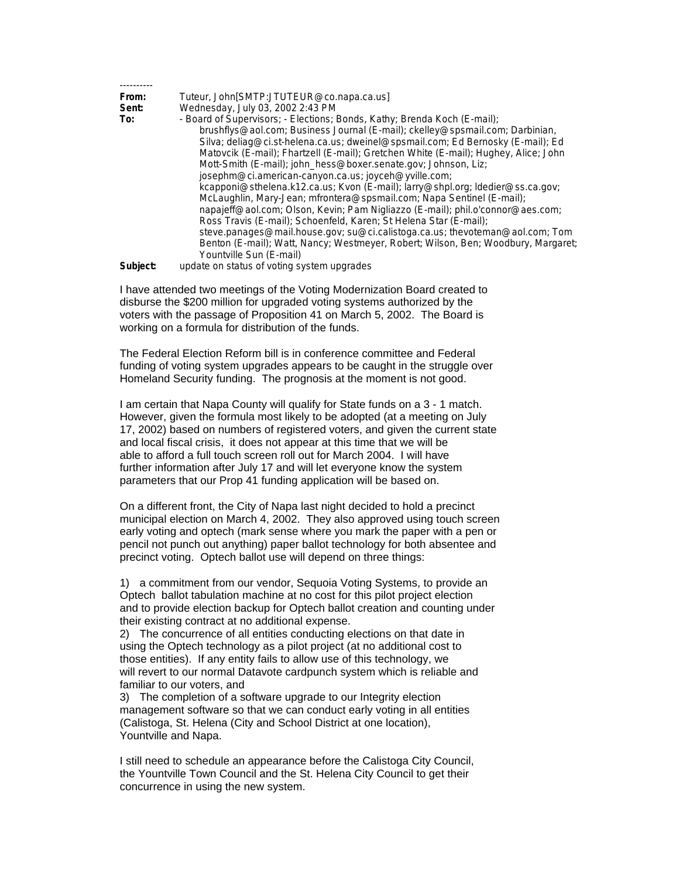----------

**From:** Tuteur, John[SMTP:JTUTEUR@co.napa.ca.us]
**Sent:** Wednesday, July 03, 2002 2:43 PM
**To:** - Board of Supervisors; - Elections; Bonds, Kathy; Brenda Koch (E-mail); brushflys@aol.com; Business Journal (E-mail); ckelley@spsmail.com; Darbinian, Silva; deliag@ci.st-helena.ca.us; dweinel@spsmail.com; Ed Bernosky (E-mail); Ed Matovcik (E-mail); Fhartzell (E-mail); Gretchen White (E-mail); Hughey, Alice; John Mott-Smith (E-mail); john_hess@boxer.senate.gov; Johnson, Liz; josephm@ci.american-canyon.ca.us; joyceh@yville.com; kcapponi@sthelena.k12.ca.us; Kvon (E-mail); larry@shpl.org; ldedier@ss.ca.gov; McLaughlin, Mary-Jean; mfrontera@spsmail.com; Napa Sentinel (E-mail); napajeff@aol.com; Olson, Kevin; Pam Nigliazzo (E-mail); phil.o'connor@aes.com; Ross Travis (E-mail); Schoenfeld, Karen; St Helena Star (E-mail); steve.panages@mail.house.gov; su@ci.calistoga.ca.us; thevoteman@aol.com; Tom Benton (E-mail); Watt, Nancy; Westmeyer, Robert; Wilson, Ben; Woodbury, Margaret; Yountville Sun (E-mail)
**Subject:** update on status of voting system upgrades

I have attended two meetings of the Voting Modernization Board created to disburse the $200 million for upgraded voting systems authorized by the voters with the passage of Proposition 41 on March 5, 2002. The Board is working on a formula for distribution of the funds.

The Federal Election Reform bill is in conference committee and Federal funding of voting system upgrades appears to be caught in the struggle over Homeland Security funding. The prognosis at the moment is not good.

I am certain that Napa County will qualify for State funds on a 3 - 1 match. However, given the formula most likely to be adopted (at a meeting on July 17, 2002) based on numbers of registered voters, and given the current state and local fiscal crisis, it does not appear at this time that we will be able to afford a full touch screen roll out for March 2004. I will have further information after July 17 and will let everyone know the system parameters that our Prop 41 funding application will be based on.

On a different front, the City of Napa last night decided to hold a precinct municipal election on March 4, 2002. They also approved using touch screen early voting and optech (mark sense where you mark the paper with a pen or pencil not punch out anything) paper ballot technology for both absentee and precinct voting. Optech ballot use will depend on three things:

1) a commitment from our vendor, Sequoia Voting Systems, to provide an Optech ballot tabulation machine at no cost for this pilot project election and to provide election backup for Optech ballot creation and counting under their existing contract at no additional expense.
2) The concurrence of all entities conducting elections on that date in using the Optech technology as a pilot project (at no additional cost to those entities). If any entity fails to allow use of this technology, we will revert to our normal Datavote cardpunch system which is reliable and familiar to our voters, and
3) The completion of a software upgrade to our Integrity election management software so that we can conduct early voting in all entities (Calistoga, St. Helena (City and School District at one location), Yountville and Napa.

I still need to schedule an appearance before the Calistoga City Council, the Yountville Town Council and the St. Helena City Council to get their concurrence in using the new system.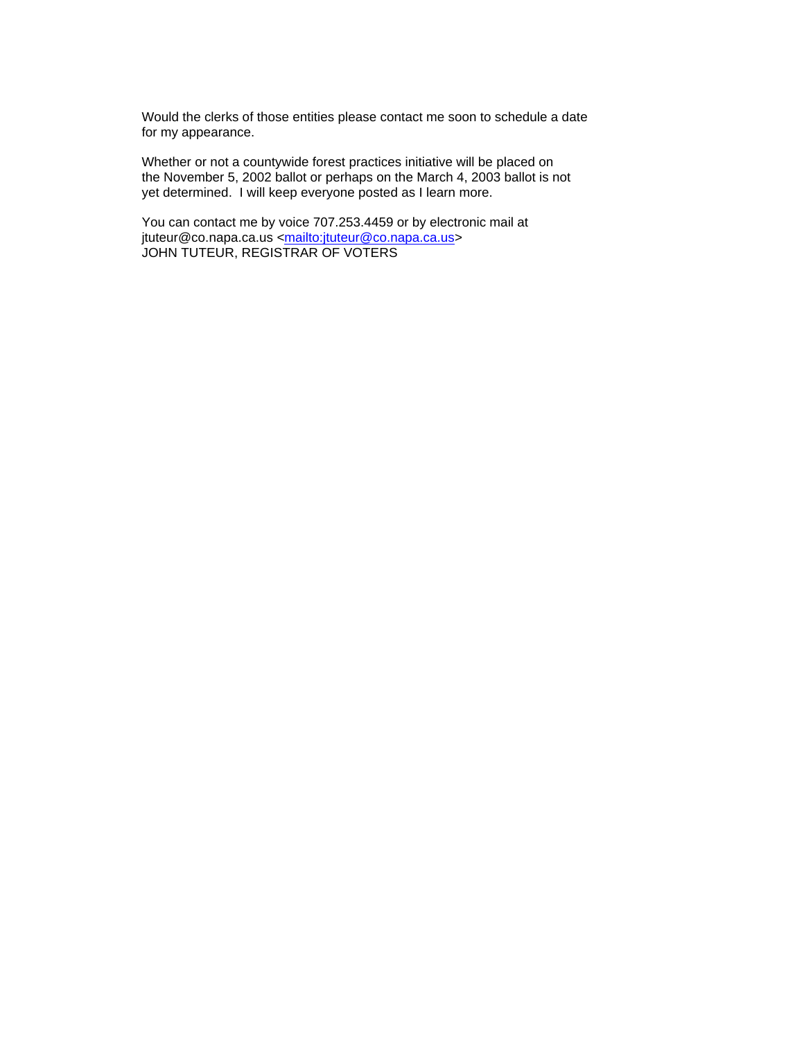Would the clerks of those entities please contact me soon to schedule a date for my appearance.

Whether or not a countywide forest practices initiative will be placed on the November 5, 2002 ballot or perhaps on the March 4, 2003 ballot is not yet determined. I will keep everyone posted as I learn more.

You can contact me by voice 707.253.4459 or by electronic mail at jtuteur@co.napa.ca.us <mailto:jtuteur@co.napa.ca.us>
JOHN TUTEUR, REGISTRAR OF VOTERS